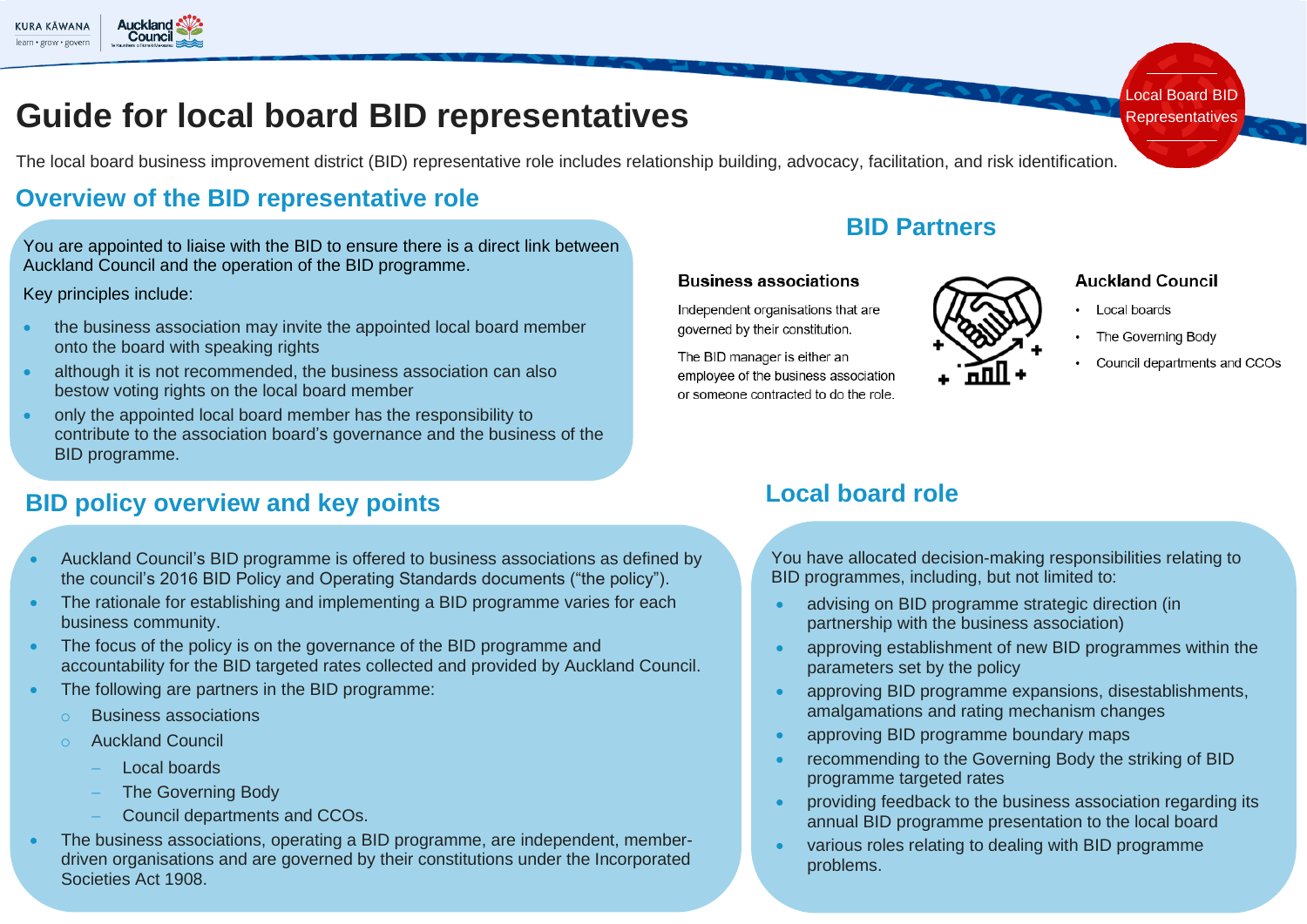# Guide for local board BID representatives

Local Board BID Representatives

The local board business improvement district (BID) representative role includes relationship building, advocacy, facilitation, and risk identification.

## Overview of the BID representative role

You are appointed to liaise with the BID to ensure there is a direct link between Auckland Council and the operation of the BID programme.

Key principles include:

- the business association may invite the appointed local board member onto the board with speaking rights
- although it is not recommended, the business association can also bestow voting rights on the local board member
- only the appointed local board member has the responsibility to contribute to the association board's governance and the business of the BID programme.

## BID Partners

**Business associations**

Independent organisations that are governed by their constitution.

The BID manager is either an employee of the business association or someone contracted to do the role.

**Auckland Council**

- Local boards
- The Governing Body
- Council departments and CCOs

## BID policy overview and key points

- Auckland Council's BID programme is offered to business associations as defined by the council's 2016 BID Policy and Operating Standards documents ("the policy").
- The rationale for establishing and implementing a BID programme varies for each business community.
- The focus of the policy is on the governance of the BID programme and accountability for the BID targeted rates collected and provided by Auckland Council.
- The following are partners in the BID programme:
  - Business associations
  - Auckland Council
    - Local boards
    - The Governing Body
    - Council departments and CCOs.
- The business associations, operating a BID programme, are independent, member-driven organisations and are governed by their constitutions under the Incorporated Societies Act 1908.

## Local board role

You have allocated decision-making responsibilities relating to BID programmes, including, but not limited to:

- advising on BID programme strategic direction (in partnership with the business association)
- approving establishment of new BID programmes within the parameters set by the policy
- approving BID programme expansions, disestablishments, amalgamations and rating mechanism changes
- approving BID programme boundary maps
- recommending to the Governing Body the striking of BID programme targeted rates
- providing feedback to the business association regarding its annual BID programme presentation to the local board
- various roles relating to dealing with BID programme problems.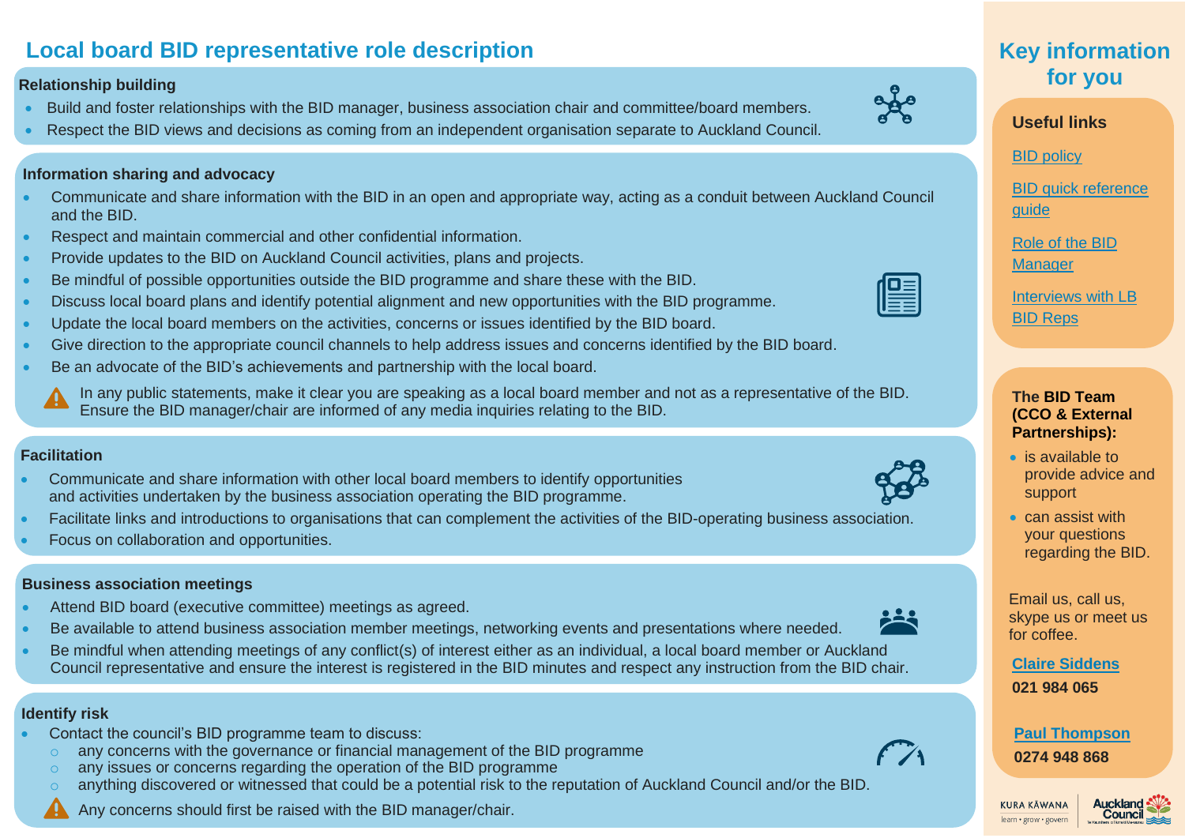# Local board BID representative role description

### Relationship building

- Build and foster relationships with the BID manager, business association chair and committee/board members.
- Respect the BID views and decisions as coming from an independent organisation separate to Auckland Council.

### Information sharing and advocacy

- Communicate and share information with the BID in an open and appropriate way, acting as a conduit between Auckland Council and the BID.
- Respect and maintain commercial and other confidential information.
- Provide updates to the BID on Auckland Council activities, plans and projects.
- Be mindful of possible opportunities outside the BID programme and share these with the BID.
- Discuss local board plans and identify potential alignment and new opportunities with the BID programme.
- Update the local board members on the activities, concerns or issues identified by the BID board.
- Give direction to the appropriate council channels to help address issues and concerns identified by the BID board.
- Be an advocate of the BID's achievements and partnership with the local board.

⚠ In any public statements, make it clear you are speaking as a local board member and not as a representative of the BID. Ensure the BID manager/chair are informed of any media inquiries relating to the BID.

### Facilitation

- Communicate and share information with other local board members to identify opportunities and activities undertaken by the business association operating the BID programme.
- Facilitate links and introductions to organisations that can complement the activities of the BID-operating business association.
- Focus on collaboration and opportunities.

### Business association meetings

- Attend BID board (executive committee) meetings as agreed.
- Be available to attend business association member meetings, networking events and presentations where needed.
- Be mindful when attending meetings of any conflict(s) of interest either as an individual, a local board member or Auckland Council representative and ensure the interest is registered in the BID minutes and respect any instruction from the BID chair.

### Identify risk

- Contact the council's BID programme team to discuss:
  - any concerns with the governance or financial management of the BID programme
  - any issues or concerns regarding the operation of the BID programme
  - anything discovered or witnessed that could be a potential risk to the reputation of Auckland Council and/or the BID.

⚠ Any concerns should first be raised with the BID manager/chair.

## Key information for you

### Useful links

- BID policy
- BID quick reference guide
- Role of the BID Manager
- Interviews with LB BID Reps

### The BID Team (CCO & External Partnerships):

- is available to provide advice and support
- can assist with your questions regarding the BID.

Email us, call us, skype us or meet us for coffee.

**Claire Siddens**
**021 984 065**

**Paul Thompson**
**0274 948 868**

KURA KĀWANA learn • grow • govern | Auckland Council